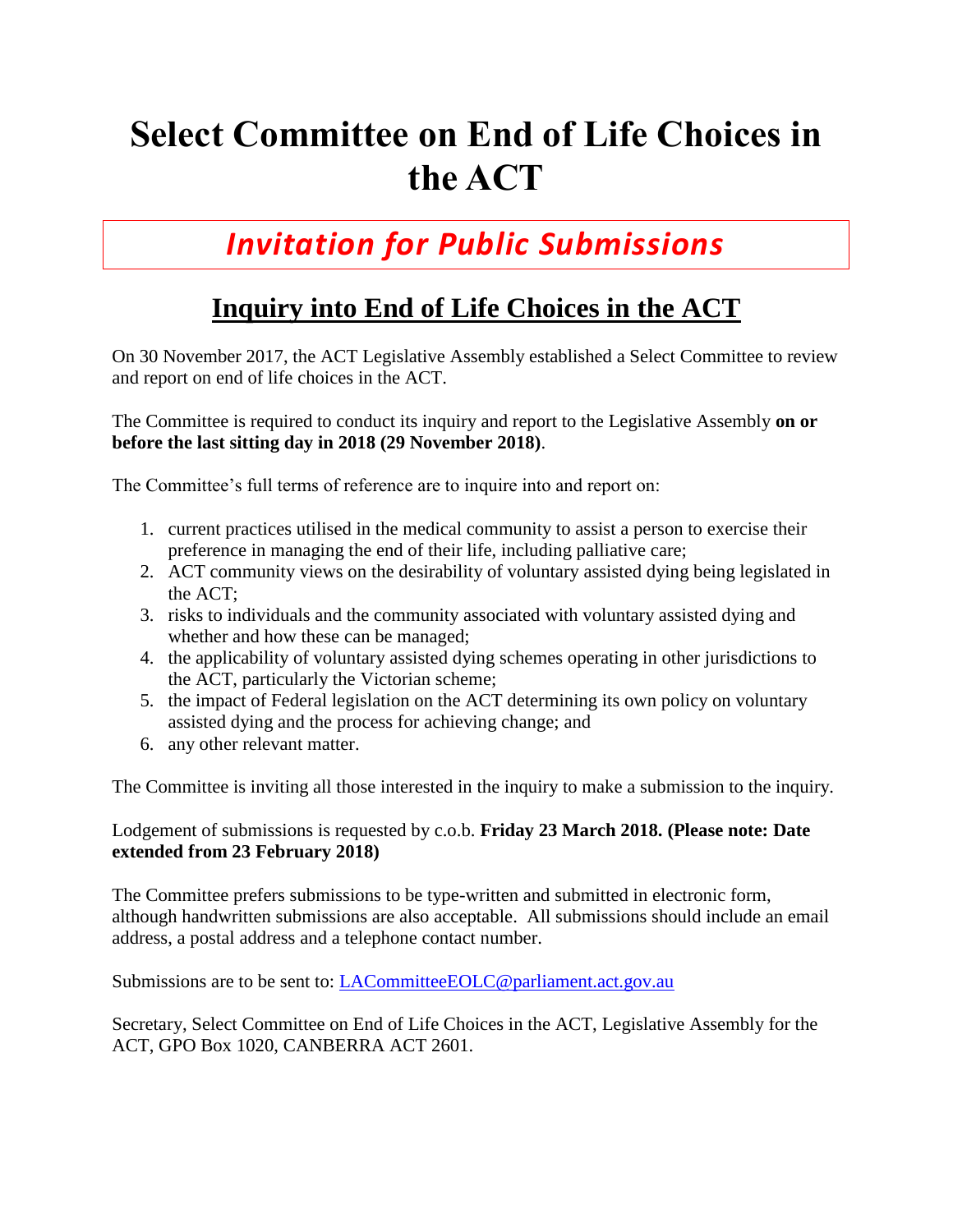# Select Committee on End of Life Choices in the ACT

## *Invitation for Public Submissions*

## Inquiry into End of Life Choices in the ACT

On 30 November 2017, the ACT Legislative Assembly established a Select Committee to review and report on end of life choices in the ACT.

The Committee is required to conduct its inquiry and report to the Legislative Assembly **on or before the last sitting day in 2018 (29 November 2018)**.

The Committee's full terms of reference are to inquire into and report on:

1. current practices utilised in the medical community to assist a person to exercise their preference in managing the end of their life, including palliative care;
2. ACT community views on the desirability of voluntary assisted dying being legislated in the ACT;
3. risks to individuals and the community associated with voluntary assisted dying and whether and how these can be managed;
4. the applicability of voluntary assisted dying schemes operating in other jurisdictions to the ACT, particularly the Victorian scheme;
5. the impact of Federal legislation on the ACT determining its own policy on voluntary assisted dying and the process for achieving change; and
6. any other relevant matter.

The Committee is inviting all those interested in the inquiry to make a submission to the inquiry.

Lodgement of submissions is requested by c.o.b. **Friday 23 March 2018. (Please note: Date extended from 23 February 2018)**

The Committee prefers submissions to be type-written and submitted in electronic form, although handwritten submissions are also acceptable. All submissions should include an email address, a postal address and a telephone contact number.

Submissions are to be sent to: LACommitteeEOLC@parliament.act.gov.au

Secretary, Select Committee on End of Life Choices in the ACT, Legislative Assembly for the ACT, GPO Box 1020, CANBERRA ACT 2601.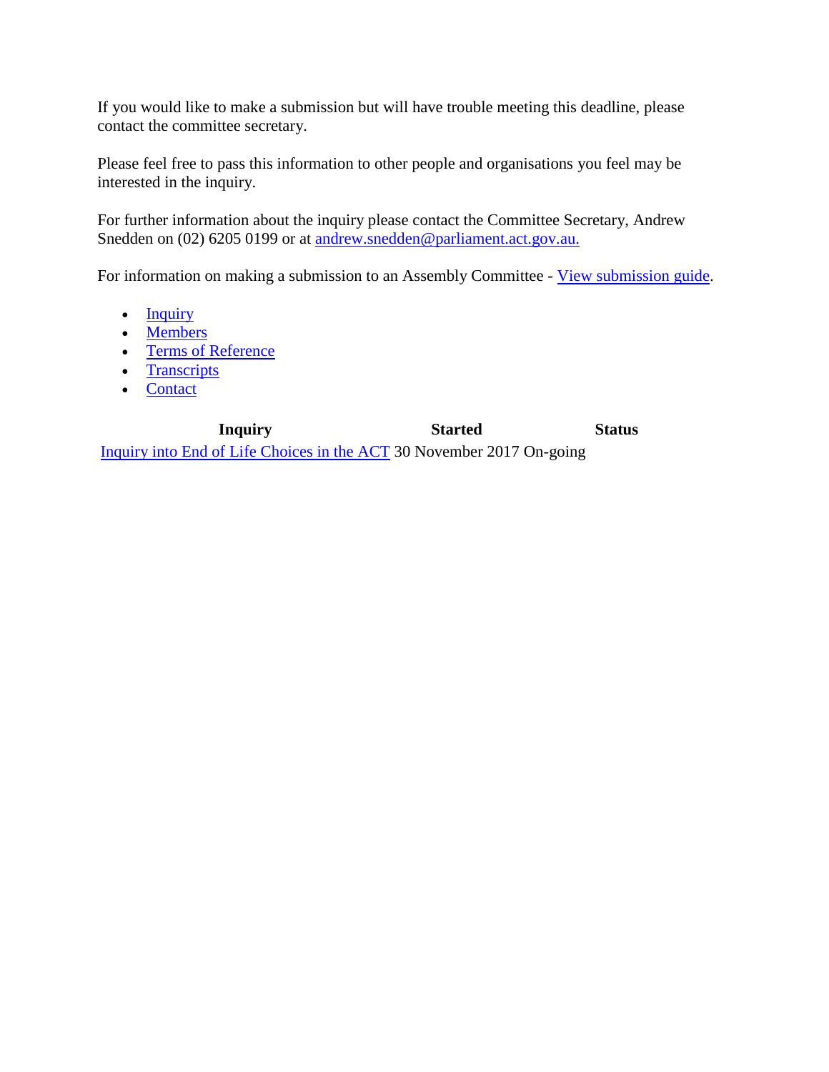If you would like to make a submission but will have trouble meeting this deadline, please contact the committee secretary.

Please feel free to pass this information to other people and organisations you feel may be interested in the inquiry.

For further information about the inquiry please contact the Committee Secretary, Andrew Snedden on (02) 6205 0199 or at andrew.snedden@parliament.act.gov.au.

For information on making a submission to an Assembly Committee - View submission guide.

- Inquiry
- Members
- Terms of Reference
- Transcripts
- Contact

| Inquiry | Started | Status |
|---|---|---|
| Inquiry into End of Life Choices in the ACT | 30 November 2017 | On-going |